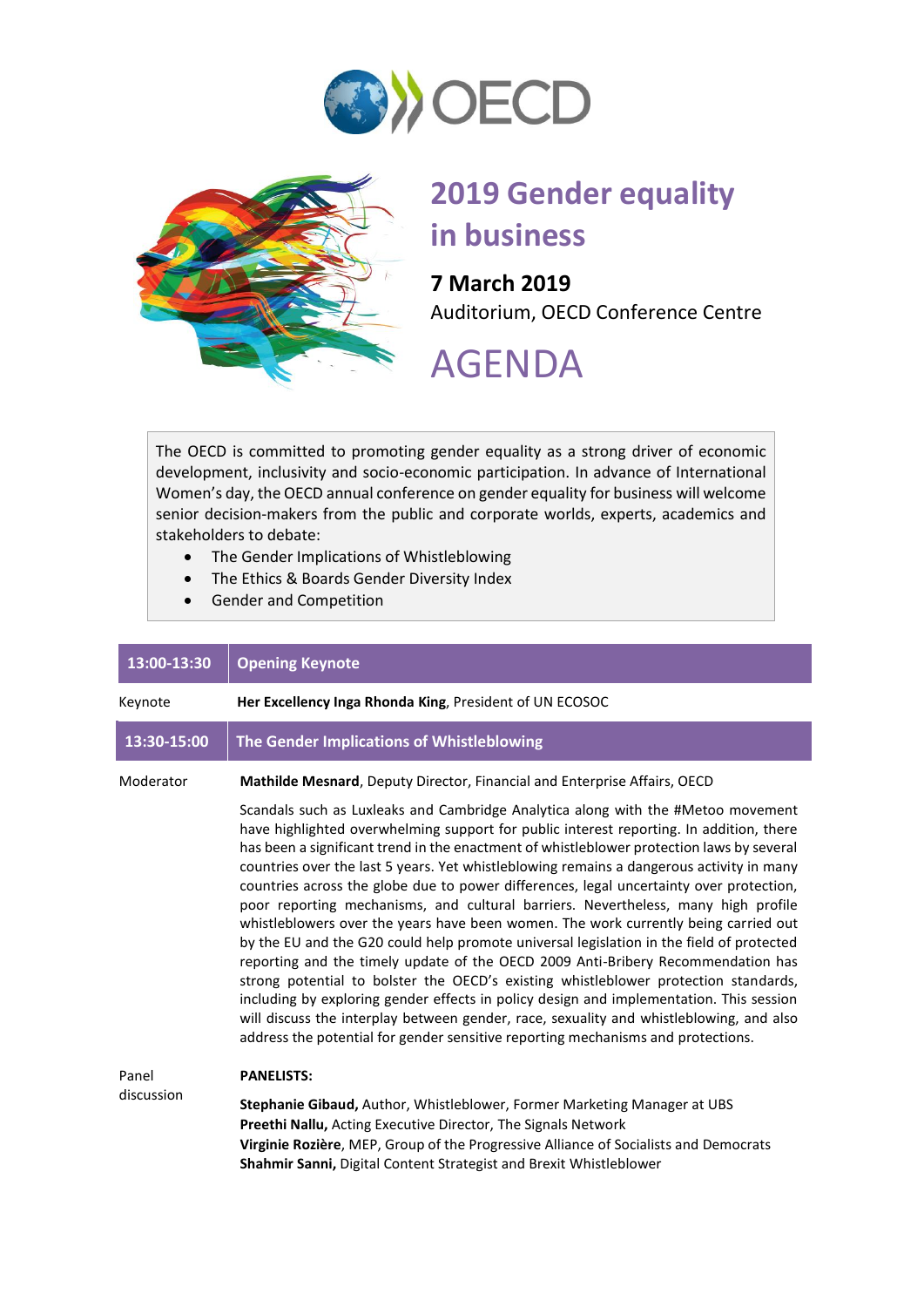OECD

# 2019 Gender equality in business

**7 March 2019**

Auditorium, OECD Conference Centre

# AGENDA

The OECD is committed to promoting gender equality as a strong driver of economic development, inclusivity and socio-economic participation. In advance of International Women's day, the OECD annual conference on gender equality for business will welcome senior decision-makers from the public and corporate worlds, experts, academics and stakeholders to debate:

- The Gender Implications of Whistleblowing
- The Ethics & Boards Gender Diversity Index
- Gender and Competition

| 13:00-13:30 | Opening Keynote |
|---|---|
| Keynote | **Her Excellency Inga Rhonda King**, President of UN ECOSOC |
| **13:30-15:00** | **The Gender Implications of Whistleblowing** |
| Moderator | **Mathilde Mesnard**, Deputy Director, Financial and Enterprise Affairs, OECD |
| | Scandals such as Luxleaks and Cambridge Analytica along with the #Metoo movement have highlighted overwhelming support for public interest reporting. In addition, there has been a significant trend in the enactment of whistleblower protection laws by several countries over the last 5 years. Yet whistleblowing remains a dangerous activity in many countries across the globe due to power differences, legal uncertainty over protection, poor reporting mechanisms, and cultural barriers. Nevertheless, many high profile whistleblowers over the years have been women. The work currently being carried out by the EU and the G20 could help promote universal legislation in the field of protected reporting and the timely update of the OECD 2009 Anti-Bribery Recommendation has strong potential to bolster the OECD's existing whistleblower protection standards, including by exploring gender effects in policy design and implementation. This session will discuss the interplay between gender, race, sexuality and whistleblowing, and also address the potential for gender sensitive reporting mechanisms and protections. |
| Panel discussion | **PANELISTS:**<br><br>**Stephanie Gibaud,** Author, Whistleblower, Former Marketing Manager at UBS<br>**Preethi Nallu,** Acting Executive Director, The Signals Network<br>**Virginie Rozière**, MEP, Group of the Progressive Alliance of Socialists and Democrats<br>**Shahmir Sanni,** Digital Content Strategist and Brexit Whistleblower |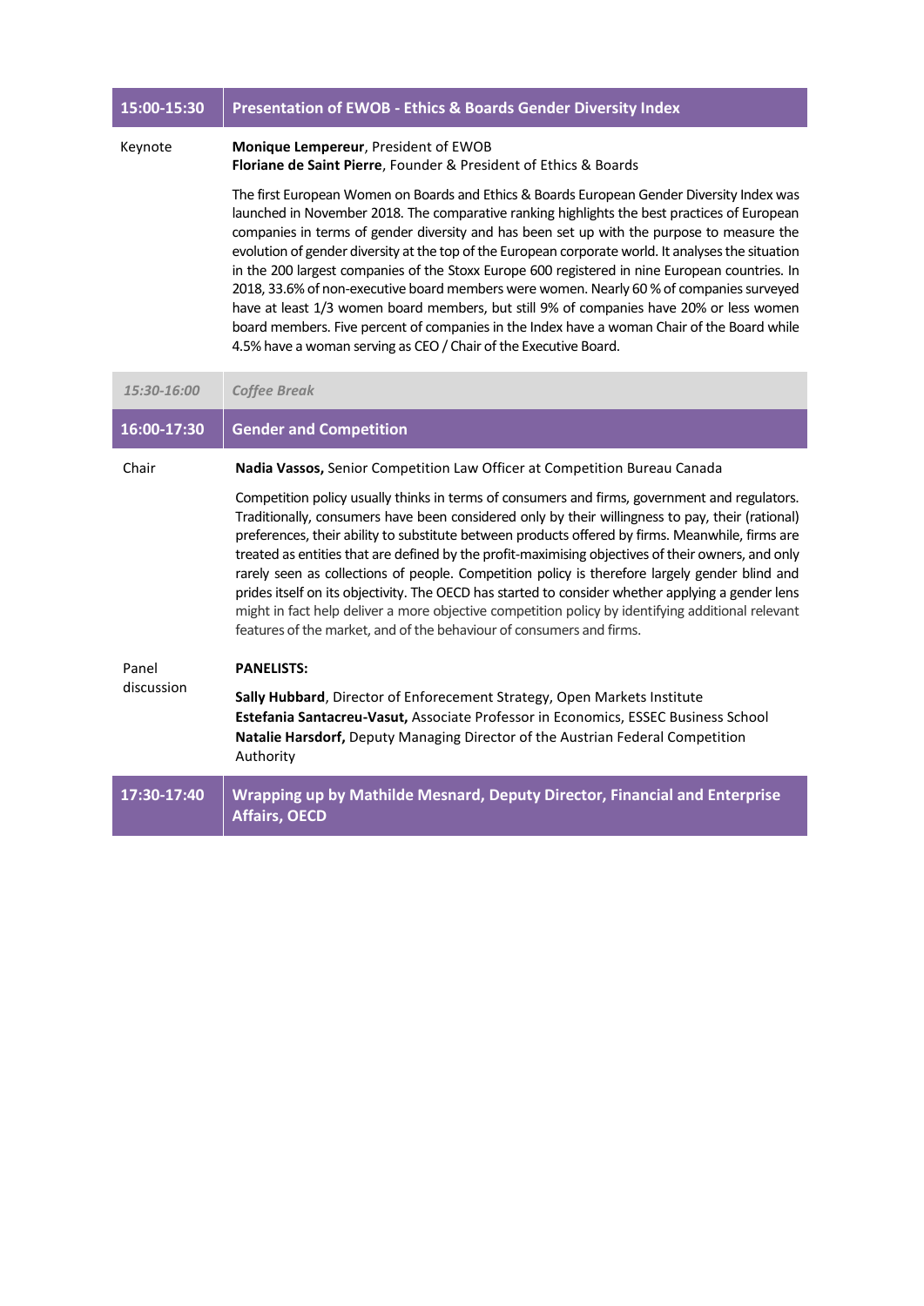| 15:00-15:30 | **Presentation of EWOB - Ethics & Boards Gender Diversity Index** |
|---|---|
| Keynote | **Monique Lempereur**, President of EWOB<br>**Floriane de Saint Pierre**, Founder & President of Ethics & Boards<br><br>The first European Women on Boards and Ethics & Boards European Gender Diversity Index was launched in November 2018. The comparative ranking highlights the best practices of European companies in terms of gender diversity and has been set up with the purpose to measure the evolution of gender diversity at the top of the European corporate world. It analyses the situation in the 200 largest companies of the Stoxx Europe 600 registered in nine European countries. In 2018, 33.6% of non-executive board members were women. Nearly 60 % of companies surveyed have at least 1/3 women board members, but still 9% of companies have 20% or less women board members. Five percent of companies in the Index have a woman Chair of the Board while 4.5% have a woman serving as CEO / Chair of the Executive Board. |
| *15:30-16:00* | *Coffee Break* |
| **16:00-17:30** | **Gender and Competition** |
| Chair | **Nadia Vassos,** Senior Competition Law Officer at Competition Bureau Canada<br><br>Competition policy usually thinks in terms of consumers and firms, government and regulators. Traditionally, consumers have been considered only by their willingness to pay, their (rational) preferences, their ability to substitute between products offered by firms. Meanwhile, firms are treated as entities that are defined by the profit-maximising objectives of their owners, and only rarely seen as collections of people. Competition policy is therefore largely gender blind and prides itself on its objectivity. The OECD has started to consider whether applying a gender lens might in fact help deliver a more objective competition policy by identifying additional relevant features of the market, and of the behaviour of consumers and firms. |
| Panel discussion | **PANELISTS:**<br><br>**Sally Hubbard**, Director of Enforecement Strategy, Open Markets Institute<br>**Estefania Santacreu-Vasut,** Associate Professor in Economics, ESSEC Business School<br>**Natalie Harsdorf,** Deputy Managing Director of the Austrian Federal Competition Authority |
| **17:30-17:40** | **Wrapping up by Mathilde Mesnard, Deputy Director, Financial and Enterprise Affairs, OECD** |